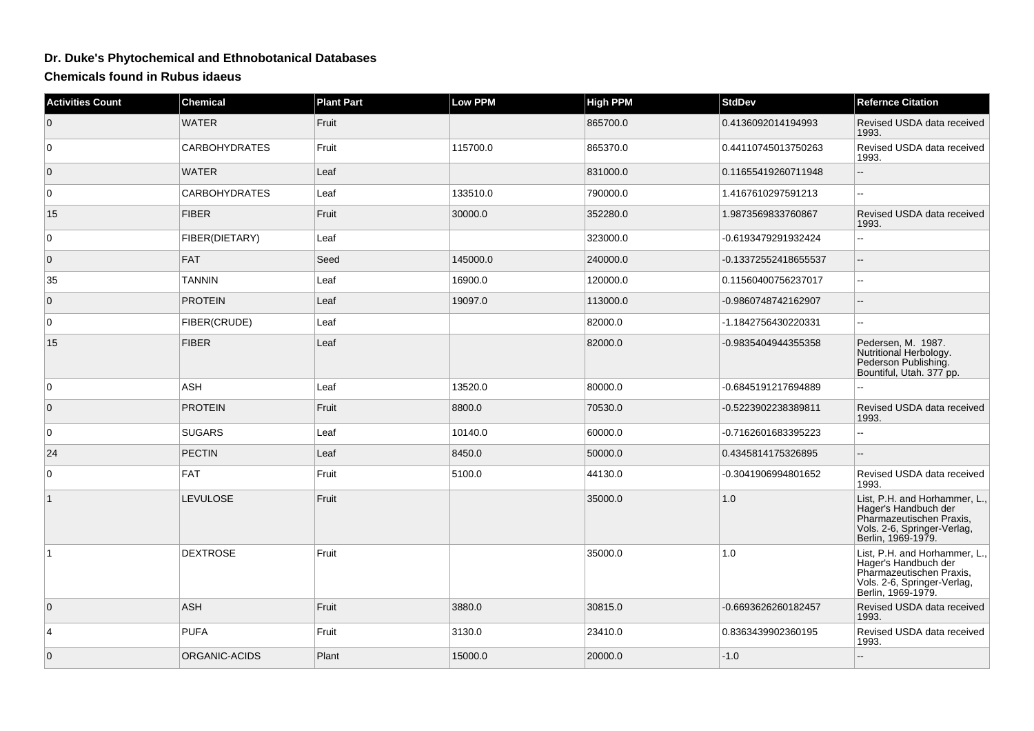# Dr. Duke's Phytochemical and Ethnobotanical Databases

## Chemicals found in Rubus idaeus

| Activities Count | Chemical | Plant Part | Low PPM | High PPM | StdDev | Refernce Citation |
|---|---|---|---|---|---|---|
| 0 | WATER | Fruit | | 865700.0 | 0.4136092014194993 | Revised USDA data received 1993. |
| 0 | CARBOHYDRATES | Fruit | 115700.0 | 865370.0 | 0.44110745013750263 | Revised USDA data received 1993. |
| 0 | WATER | Leaf | | 831000.0 | 0.11655419260711948 | -- |
| 0 | CARBOHYDRATES | Leaf | 133510.0 | 790000.0 | 1.4167610297591213 | -- |
| 15 | FIBER | Fruit | 30000.0 | 352280.0 | 1.9873569833760867 | Revised USDA data received 1993. |
| 0 | FIBER(DIETARY) | Leaf | | 323000.0 | -0.6193479291932424 | -- |
| 0 | FAT | Seed | 145000.0 | 240000.0 | -0.13372552418655537 | -- |
| 35 | TANNIN | Leaf | 16900.0 | 120000.0 | 0.11560400756237017 | -- |
| 0 | PROTEIN | Leaf | 19097.0 | 113000.0 | -0.9860748742162907 | -- |
| 0 | FIBER(CRUDE) | Leaf | | 82000.0 | -1.1842756430220331 | -- |
| 15 | FIBER | Leaf | | 82000.0 | -0.9835404944355358 | Pedersen, M. 1987. Nutritional Herbology. Pederson Publishing. Bountiful, Utah. 377 pp. |
| 0 | ASH | Leaf | 13520.0 | 80000.0 | -0.6845191217694889 | -- |
| 0 | PROTEIN | Fruit | 8800.0 | 70530.0 | -0.5223902238389811 | Revised USDA data received 1993. |
| 0 | SUGARS | Leaf | 10140.0 | 60000.0 | -0.7162601683395223 | -- |
| 24 | PECTIN | Leaf | 8450.0 | 50000.0 | 0.4345814175326895 | -- |
| 0 | FAT | Fruit | 5100.0 | 44130.0 | -0.3041906994801652 | Revised USDA data received 1993. |
| 1 | LEVULOSE | Fruit | | 35000.0 | 1.0 | List, P.H. and Horhammer, L., Hager's Handbuch der Pharmazeutischen Praxis, Vols. 2-6, Springer-Verlag, Berlin, 1969-1979. |
| 1 | DEXTROSE | Fruit | | 35000.0 | 1.0 | List, P.H. and Horhammer, L., Hager's Handbuch der Pharmazeutischen Praxis, Vols. 2-6, Springer-Verlag, Berlin, 1969-1979. |
| 0 | ASH | Fruit | 3880.0 | 30815.0 | -0.6693626260182457 | Revised USDA data received 1993. |
| 4 | PUFA | Fruit | 3130.0 | 23410.0 | 0.8363439902360195 | Revised USDA data received 1993. |
| 0 | ORGANIC-ACIDS | Plant | 15000.0 | 20000.0 | -1.0 | -- |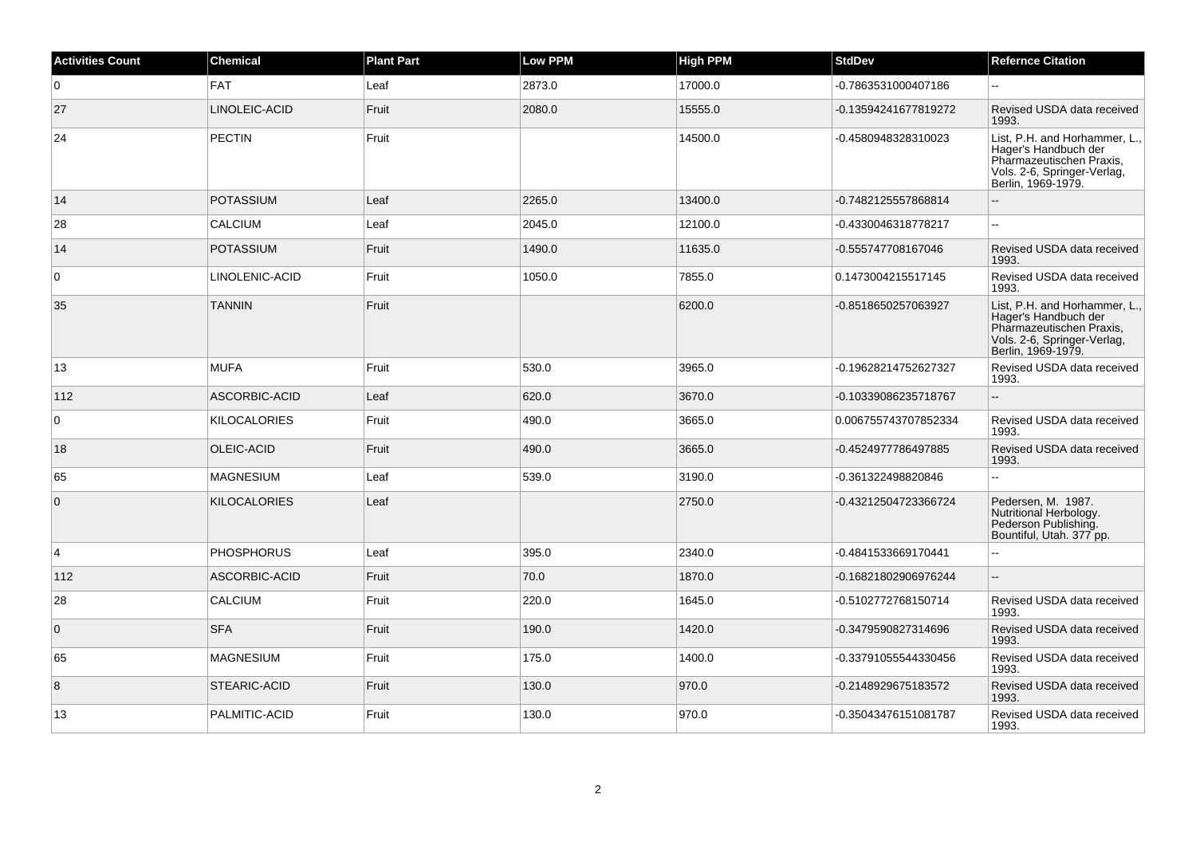| Activities Count | Chemical | Plant Part | Low PPM | High PPM | StdDev | Refernce Citation |
| --- | --- | --- | --- | --- | --- | --- |
| 0 | FAT | Leaf | 2873.0 | 17000.0 | -0.7863531000407186 | -- |
| 27 | LINOLEIC-ACID | Fruit | 2080.0 | 15555.0 | -0.13594241677819272 | Revised USDA data received 1993. |
| 24 | PECTIN | Fruit | | 14500.0 | -0.4580948328310023 | List, P.H. and Horhammer, L., Hager's Handbuch der Pharmazeutischen Praxis, Vols. 2-6, Springer-Verlag, Berlin, 1969-1979. |
| 14 | POTASSIUM | Leaf | 2265.0 | 13400.0 | -0.7482125557868814 | -- |
| 28 | CALCIUM | Leaf | 2045.0 | 12100.0 | -0.4330046318778217 | -- |
| 14 | POTASSIUM | Fruit | 1490.0 | 11635.0 | -0.555747708167046 | Revised USDA data received 1993. |
| 0 | LINOLENIC-ACID | Fruit | 1050.0 | 7855.0 | 0.1473004215517145 | Revised USDA data received 1993. |
| 35 | TANNIN | Fruit | | 6200.0 | -0.8518650257063927 | List, P.H. and Horhammer, L., Hager's Handbuch der Pharmazeutischen Praxis, Vols. 2-6, Springer-Verlag, Berlin, 1969-1979. |
| 13 | MUFA | Fruit | 530.0 | 3965.0 | -0.19628214752627327 | Revised USDA data received 1993. |
| 112 | ASCORBIC-ACID | Leaf | 620.0 | 3670.0 | -0.10339086235718767 | -- |
| 0 | KILOCALORIES | Fruit | 490.0 | 3665.0 | 0.006755743707852334 | Revised USDA data received 1993. |
| 18 | OLEIC-ACID | Fruit | 490.0 | 3665.0 | -0.4524977786497885 | Revised USDA data received 1993. |
| 65 | MAGNESIUM | Leaf | 539.0 | 3190.0 | -0.361322498820846 | -- |
| 0 | KILOCALORIES | Leaf | | 2750.0 | -0.43212504723366724 | Pedersen, M. 1987. Nutritional Herbology. Pederson Publishing. Bountiful, Utah. 377 pp. |
| 4 | PHOSPHORUS | Leaf | 395.0 | 2340.0 | -0.4841533669170441 | -- |
| 112 | ASCORBIC-ACID | Fruit | 70.0 | 1870.0 | -0.16821802906976244 | -- |
| 28 | CALCIUM | Fruit | 220.0 | 1645.0 | -0.5102772768150714 | Revised USDA data received 1993. |
| 0 | SFA | Fruit | 190.0 | 1420.0 | -0.3479590827314696 | Revised USDA data received 1993. |
| 65 | MAGNESIUM | Fruit | 175.0 | 1400.0 | -0.33791055544330456 | Revised USDA data received 1993. |
| 8 | STEARIC-ACID | Fruit | 130.0 | 970.0 | -0.2148929675183572 | Revised USDA data received 1993. |
| 13 | PALMITIC-ACID | Fruit | 130.0 | 970.0 | -0.35043476151081787 | Revised USDA data received 1993. |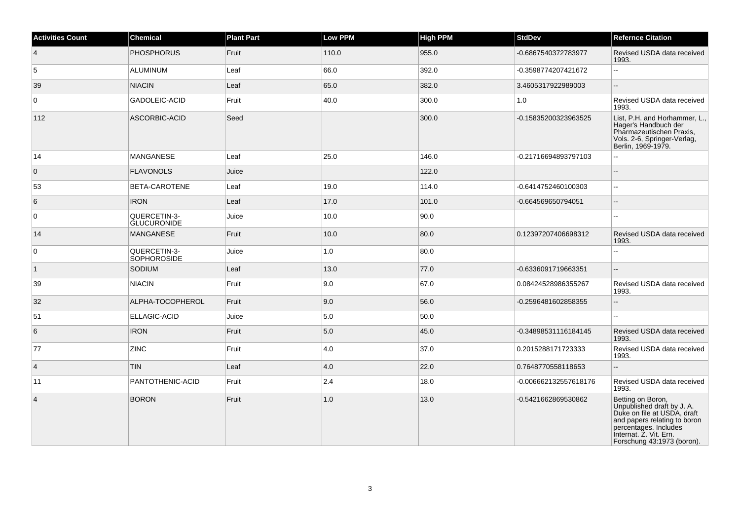| Activities Count | Chemical | Plant Part | Low PPM | High PPM | StdDev | Refernce Citation |
|---|---|---|---|---|---|---|
| 4 | PHOSPHORUS | Fruit | 110.0 | 955.0 | -0.6867540372783977 | Revised USDA data received 1993. |
| 5 | ALUMINUM | Leaf | 66.0 | 392.0 | -0.3598774207421672 | -- |
| 39 | NIACIN | Leaf | 65.0 | 382.0 | 3.4605317922989003 | -- |
| 0 | GADOLEIC-ACID | Fruit | 40.0 | 300.0 | 1.0 | Revised USDA data received 1993. |
| 112 | ASCORBIC-ACID | Seed | | 300.0 | -0.15835200323963525 | List, P.H. and Horhammer, L., Hager's Handbuch der Pharmazeutischen Praxis, Vols. 2-6, Springer-Verlag, Berlin, 1969-1979. |
| 14 | MANGANESE | Leaf | 25.0 | 146.0 | -0.21716694893797103 | -- |
| 0 | FLAVONOLS | Juice | | 122.0 | | -- |
| 53 | BETA-CAROTENE | Leaf | 19.0 | 114.0 | -0.6414752460100303 | -- |
| 6 | IRON | Leaf | 17.0 | 101.0 | -0.664569650794051 | -- |
| 0 | QUERCETIN-3-GLUCURONIDE | Juice | 10.0 | 90.0 | | -- |
| 14 | MANGANESE | Fruit | 10.0 | 80.0 | 0.12397207406698312 | Revised USDA data received 1993. |
| 0 | QUERCETIN-3-SOPHOROSIDE | Juice | 1.0 | 80.0 | | -- |
| 1 | SODIUM | Leaf | 13.0 | 77.0 | -0.6336091719663351 | -- |
| 39 | NIACIN | Fruit | 9.0 | 67.0 | 0.08424528986355267 | Revised USDA data received 1993. |
| 32 | ALPHA-TOCOPHEROL | Fruit | 9.0 | 56.0 | -0.2596481602858355 | -- |
| 51 | ELLAGIC-ACID | Juice | 5.0 | 50.0 | | -- |
| 6 | IRON | Fruit | 5.0 | 45.0 | -0.34898531116184145 | Revised USDA data received 1993. |
| 77 | ZINC | Fruit | 4.0 | 37.0 | 0.2015288171723333 | Revised USDA data received 1993. |
| 4 | TIN | Leaf | 4.0 | 22.0 | 0.7648770558118653 | -- |
| 11 | PANTOTHENIC-ACID | Fruit | 2.4 | 18.0 | -0.006662132557618176 | Revised USDA data received 1993. |
| 4 | BORON | Fruit | 1.0 | 13.0 | -0.5421662869530862 | Betting on Boron, Unpublished draft by J. A. Duke on file at USDA, draft and papers relating to boron percentages. Includes Internat. Z. Vit. Ern. Forschung 43:1973 (boron). |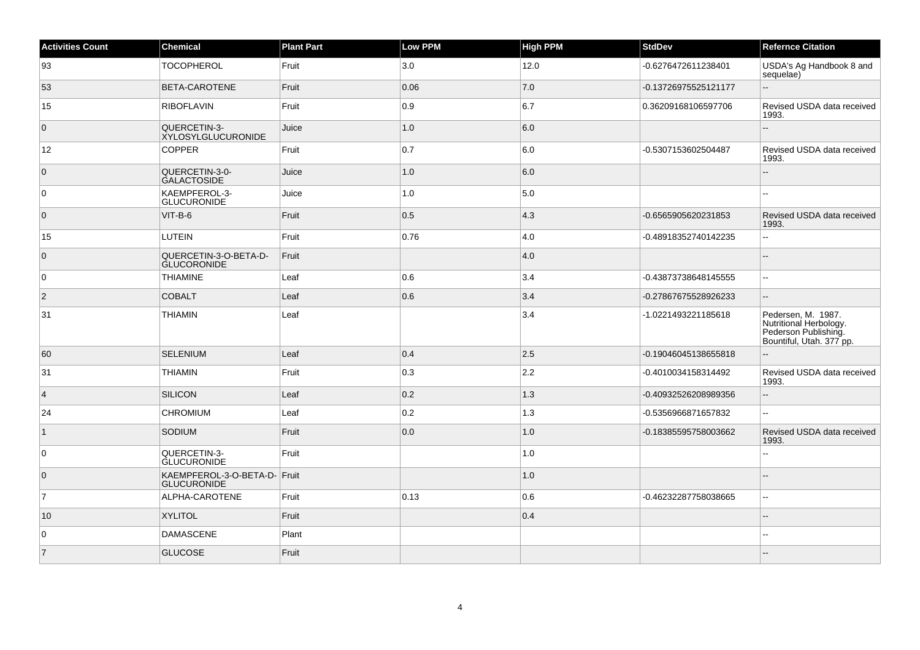| Activities Count | Chemical | Plant Part | Low PPM | High PPM | StdDev | Refernce Citation |
|---|---|---|---|---|---|---|
| 93 | TOCOPHEROL | Fruit | 3.0 | 12.0 | -0.6276472611238401 | USDA's Ag Handbook 8 and sequelae) |
| 53 | BETA-CAROTENE | Fruit | 0.06 | 7.0 | -0.13726975525121177 | -- |
| 15 | RIBOFLAVIN | Fruit | 0.9 | 6.7 | 0.36209168106597706 | Revised USDA data received 1993. |
| 0 | QUERCETIN-3-XYLOSYLGLUCURONIDE | Juice | 1.0 | 6.0 | | -- |
| 12 | COPPER | Fruit | 0.7 | 6.0 | -0.5307153602504487 | Revised USDA data received 1993. |
| 0 | QUERCETIN-3-0-GALACTOSIDE | Juice | 1.0 | 6.0 | | -- |
| 0 | KAEMPFEROL-3-GLUCURONIDE | Juice | 1.0 | 5.0 | | -- |
| 0 | VIT-B-6 | Fruit | 0.5 | 4.3 | -0.6565905620231853 | Revised USDA data received 1993. |
| 15 | LUTEIN | Fruit | 0.76 | 4.0 | -0.48918352740142235 | -- |
| 0 | QUERCETIN-3-O-BETA-D-GLUCORONIDE | Fruit | | 4.0 | | -- |
| 0 | THIAMINE | Leaf | 0.6 | 3.4 | -0.43873738648145555 | -- |
| 2 | COBALT | Leaf | 0.6 | 3.4 | -0.27867675528926233 | -- |
| 31 | THIAMIN | Leaf | | 3.4 | -1.0221493221185618 | Pedersen, M. 1987. Nutritional Herbology. Pederson Publishing. Bountiful, Utah. 377 pp. |
| 60 | SELENIUM | Leaf | 0.4 | 2.5 | -0.19046045138655818 | -- |
| 31 | THIAMIN | Fruit | 0.3 | 2.2 | -0.4010034158314492 | Revised USDA data received 1993. |
| 4 | SILICON | Leaf | 0.2 | 1.3 | -0.40932526208989356 | -- |
| 24 | CHROMIUM | Leaf | 0.2 | 1.3 | -0.5356966871657832 | -- |
| 1 | SODIUM | Fruit | 0.0 | 1.0 | -0.18385595758003662 | Revised USDA data received 1993. |
| 0 | QUERCETIN-3-GLUCURONIDE | Fruit | | 1.0 | | -- |
| 0 | KAEMPFEROL-3-O-BETA-D-GLUCURONIDE | Fruit | | 1.0 | | -- |
| 7 | ALPHA-CAROTENE | Fruit | 0.13 | 0.6 | -0.46232287758038665 | -- |
| 10 | XYLITOL | Fruit | | 0.4 | | -- |
| 0 | DAMASCENE | Plant | | | | -- |
| 7 | GLUCOSE | Fruit | | | | -- |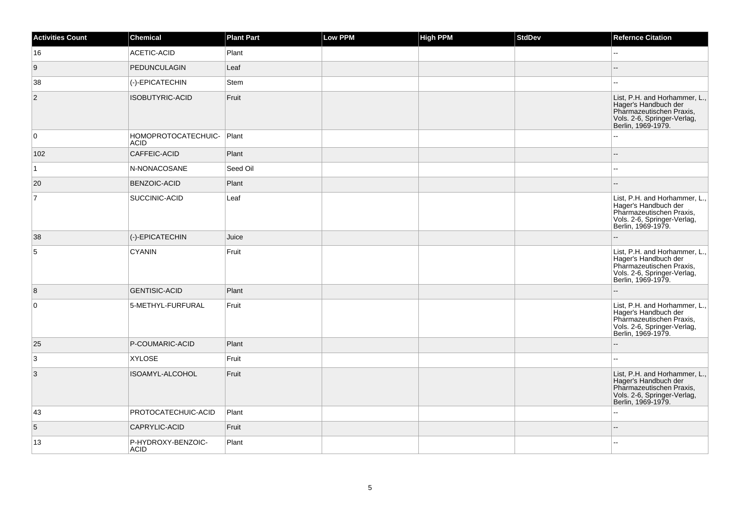| Activities Count | Chemical | Plant Part | Low PPM | High PPM | StdDev | Refernce Citation |
| --- | --- | --- | --- | --- | --- | --- |
| 16 | ACETIC-ACID | Plant | | | | -- |
| 9 | PEDUNCULAGIN | Leaf | | | | -- |
| 38 | (-)-EPICATECHIN | Stem | | | | -- |
| 2 | ISOBUTYRIC-ACID | Fruit | | | | List, P.H. and Horhammer, L., Hager's Handbuch der Pharmazeutischen Praxis, Vols. 2-6, Springer-Verlag, Berlin, 1969-1979. |
| 0 | HOMOPROTOCATECHUIC-ACID | Plant | | | | -- |
| 102 | CAFFEIC-ACID | Plant | | | | -- |
| 1 | N-NONACOSANE | Seed Oil | | | | -- |
| 20 | BENZOIC-ACID | Plant | | | | -- |
| 7 | SUCCINIC-ACID | Leaf | | | | List, P.H. and Horhammer, L., Hager's Handbuch der Pharmazeutischen Praxis, Vols. 2-6, Springer-Verlag, Berlin, 1969-1979. |
| 38 | (-)-EPICATECHIN | Juice | | | | -- |
| 5 | CYANIN | Fruit | | | | List, P.H. and Horhammer, L., Hager's Handbuch der Pharmazeutischen Praxis, Vols. 2-6, Springer-Verlag, Berlin, 1969-1979. |
| 8 | GENTISIC-ACID | Plant | | | | -- |
| 0 | 5-METHYL-FURFURAL | Fruit | | | | List, P.H. and Horhammer, L., Hager's Handbuch der Pharmazeutischen Praxis, Vols. 2-6, Springer-Verlag, Berlin, 1969-1979. |
| 25 | P-COUMARIC-ACID | Plant | | | | -- |
| 3 | XYLOSE | Fruit | | | | -- |
| 3 | ISOAMYL-ALCOHOL | Fruit | | | | List, P.H. and Horhammer, L., Hager's Handbuch der Pharmazeutischen Praxis, Vols. 2-6, Springer-Verlag, Berlin, 1969-1979. |
| 43 | PROTOCATECHUIC-ACID | Plant | | | | -- |
| 5 | CAPRYLIC-ACID | Fruit | | | | -- |
| 13 | P-HYDROXY-BENZOIC-ACID | Plant | | | | -- |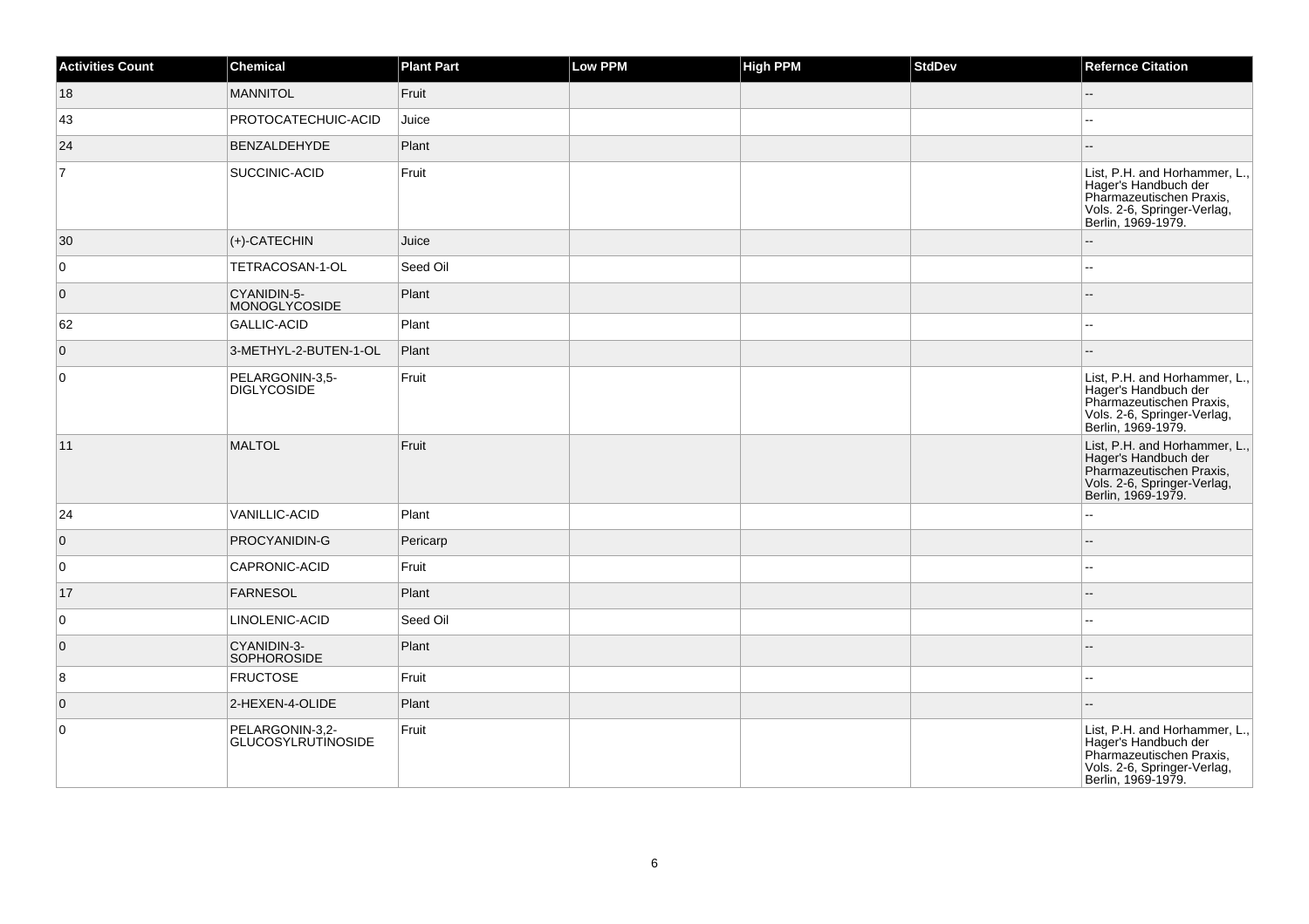| Activities Count | Chemical | Plant Part | Low PPM | High PPM | StdDev | Refernce Citation |
|---|---|---|---|---|---|---|
| 18 | MANNITOL | Fruit | | | | -- |
| 43 | PROTOCATECHUIC-ACID | Juice | | | | -- |
| 24 | BENZALDEHYDE | Plant | | | | -- |
| 7 | SUCCINIC-ACID | Fruit | | | | List, P.H. and Horhammer, L., Hager's Handbuch der Pharmazeutischen Praxis, Vols. 2-6, Springer-Verlag, Berlin, 1969-1979. |
| 30 | (+)-CATECHIN | Juice | | | | -- |
| 0 | TETRACOSAN-1-OL | Seed Oil | | | | -- |
| 0 | CYANIDIN-5-MONOGLYCOSIDE | Plant | | | | -- |
| 62 | GALLIC-ACID | Plant | | | | -- |
| 0 | 3-METHYL-2-BUTEN-1-OL | Plant | | | | -- |
| 0 | PELARGONIN-3,5-DIGLYCOSIDE | Fruit | | | | List, P.H. and Horhammer, L., Hager's Handbuch der Pharmazeutischen Praxis, Vols. 2-6, Springer-Verlag, Berlin, 1969-1979. |
| 11 | MALTOL | Fruit | | | | List, P.H. and Horhammer, L., Hager's Handbuch der Pharmazeutischen Praxis, Vols. 2-6, Springer-Verlag, Berlin, 1969-1979. |
| 24 | VANILLIC-ACID | Plant | | | | -- |
| 0 | PROCYANIDIN-G | Pericarp | | | | -- |
| 0 | CAPRONIC-ACID | Fruit | | | | -- |
| 17 | FARNESOL | Plant | | | | -- |
| 0 | LINOLENIC-ACID | Seed Oil | | | | -- |
| 0 | CYANIDIN-3-SOPHOROSIDE | Plant | | | | -- |
| 8 | FRUCTOSE | Fruit | | | | -- |
| 0 | 2-HEXEN-4-OLIDE | Plant | | | | -- |
| 0 | PELARGONIN-3,2-GLUCOSYLRUTINOSIDE | Fruit | | | | List, P.H. and Horhammer, L., Hager's Handbuch der Pharmazeutischen Praxis, Vols. 2-6, Springer-Verlag, Berlin, 1969-1979. |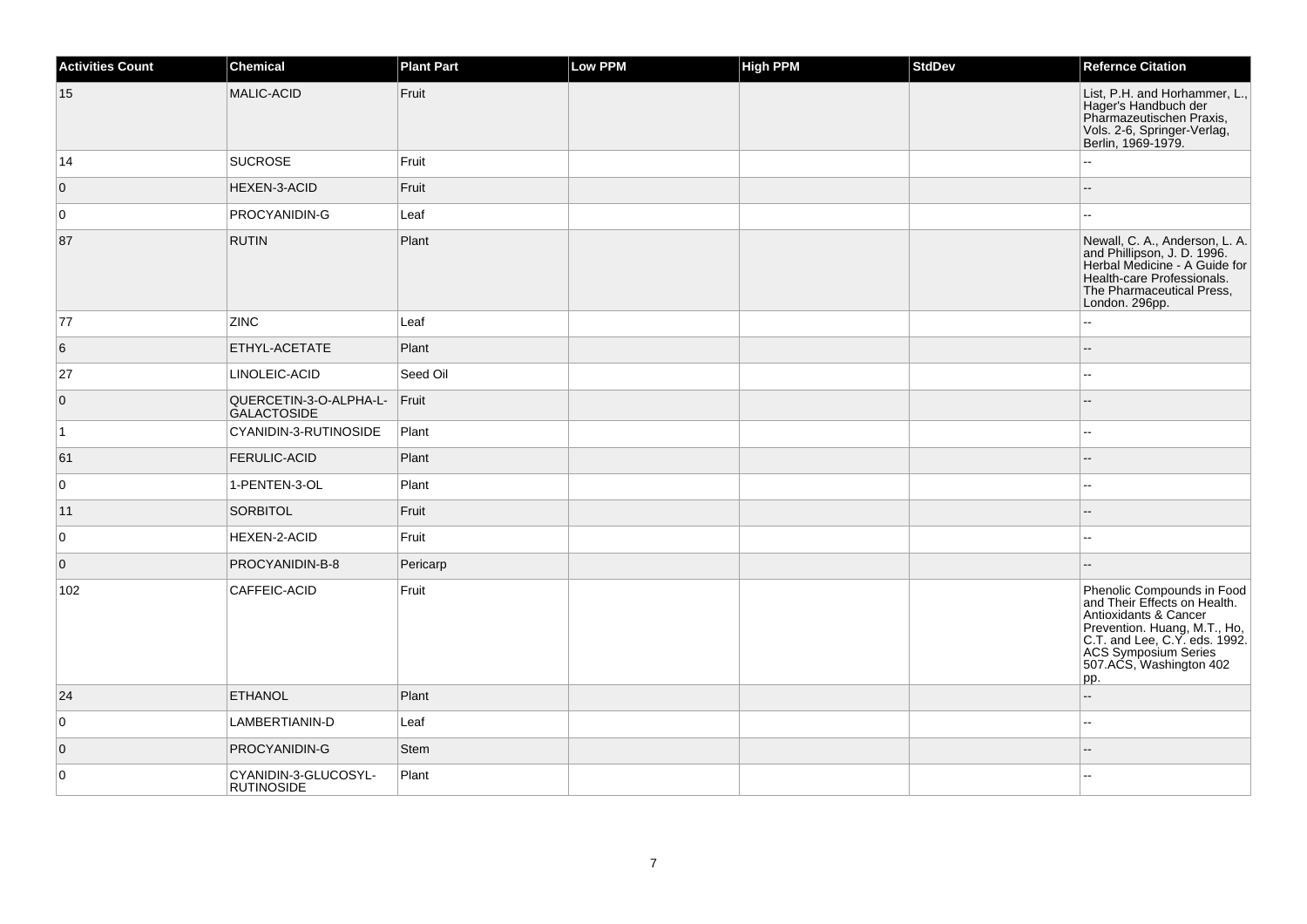| Activities Count | Chemical | Plant Part | Low PPM | High PPM | StdDev | Refernce Citation |
| --- | --- | --- | --- | --- | --- | --- |
| 15 | MALIC-ACID | Fruit | | | | List, P.H. and Horhammer, L., Hager's Handbuch der Pharmazeutischen Praxis, Vols. 2-6, Springer-Verlag, Berlin, 1969-1979. |
| 14 | SUCROSE | Fruit | | | | -- |
| 0 | HEXEN-3-ACID | Fruit | | | | -- |
| 0 | PROCYANIDIN-G | Leaf | | | | -- |
| 87 | RUTIN | Plant | | | | Newall, C. A., Anderson, L. A. and Phillipson, J. D. 1996. Herbal Medicine - A Guide for Health-care Professionals. The Pharmaceutical Press, London. 296pp. |
| 77 | ZINC | Leaf | | | | -- |
| 6 | ETHYL-ACETATE | Plant | | | | -- |
| 27 | LINOLEIC-ACID | Seed Oil | | | | -- |
| 0 | QUERCETIN-3-O-ALPHA-L-GALACTOSIDE | Fruit | | | | -- |
| 1 | CYANIDIN-3-RUTINOSIDE | Plant | | | | -- |
| 61 | FERULIC-ACID | Plant | | | | -- |
| 0 | 1-PENTEN-3-OL | Plant | | | | -- |
| 11 | SORBITOL | Fruit | | | | -- |
| 0 | HEXEN-2-ACID | Fruit | | | | -- |
| 0 | PROCYANIDIN-B-8 | Pericarp | | | | -- |
| 102 | CAFFEIC-ACID | Fruit | | | | Phenolic Compounds in Food and Their Effects on Health. Antioxidants & Cancer Prevention. Huang, M.T., Ho, C.T. and Lee, C.Y. eds. 1992. ACS Symposium Series 507.ACS, Washington 402 pp. |
| 24 | ETHANOL | Plant | | | | -- |
| 0 | LAMBERTIANIN-D | Leaf | | | | -- |
| 0 | PROCYANIDIN-G | Stem | | | | -- |
| 0 | CYANIDIN-3-GLUCOSYL-RUTINOSIDE | Plant | | | | -- |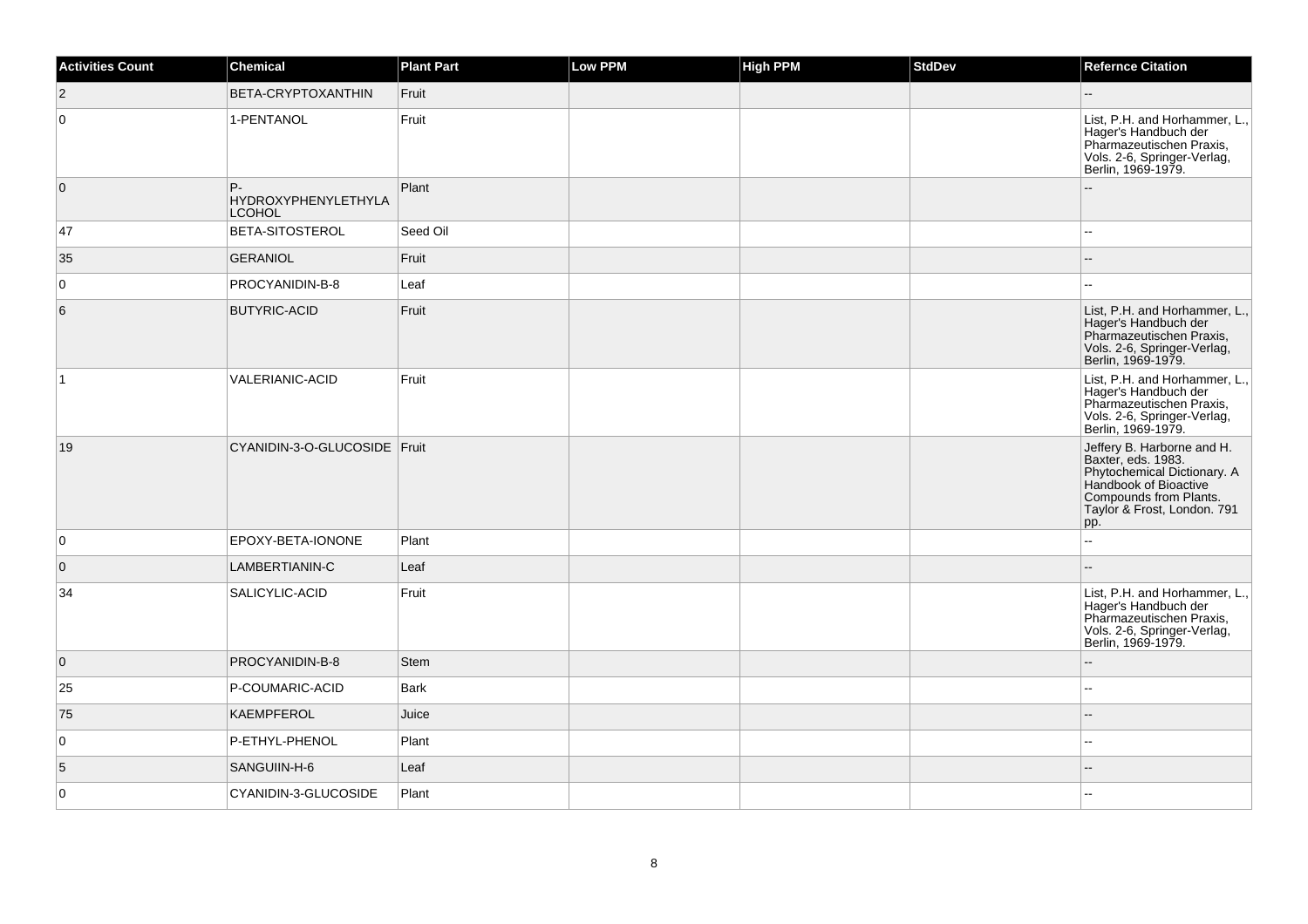| Activities Count | Chemical | Plant Part | Low PPM | High PPM | StdDev | Refernce Citation |
| --- | --- | --- | --- | --- | --- | --- |
| 2 | BETA-CRYPTOXANTHIN | Fruit | | | | -- |
| 0 | 1-PENTANOL | Fruit | | | | List, P.H. and Horhammer, L., Hager's Handbuch der Pharmazeutischen Praxis, Vols. 2-6, Springer-Verlag, Berlin, 1969-1979. |
| 0 | P-HYDROXYPHENYLETHYLALCOHOL | Plant | | | | -- |
| 47 | BETA-SITOSTEROL | Seed Oil | | | | -- |
| 35 | GERANIOL | Fruit | | | | -- |
| 0 | PROCYANIDIN-B-8 | Leaf | | | | -- |
| 6 | BUTYRIC-ACID | Fruit | | | | List, P.H. and Horhammer, L., Hager's Handbuch der Pharmazeutischen Praxis, Vols. 2-6, Springer-Verlag, Berlin, 1969-1979. |
| 1 | VALERIANIC-ACID | Fruit | | | | List, P.H. and Horhammer, L., Hager's Handbuch der Pharmazeutischen Praxis, Vols. 2-6, Springer-Verlag, Berlin, 1969-1979. |
| 19 | CYANIDIN-3-O-GLUCOSIDE | Fruit | | | | Jeffery B. Harborne and H. Baxter, eds. 1983. Phytochemical Dictionary. A Handbook of Bioactive Compounds from Plants. Taylor & Frost, London. 791 pp. |
| 0 | EPOXY-BETA-IONONE | Plant | | | | -- |
| 0 | LAMBERTIANIN-C | Leaf | | | | -- |
| 34 | SALICYLIC-ACID | Fruit | | | | List, P.H. and Horhammer, L., Hager's Handbuch der Pharmazeutischen Praxis, Vols. 2-6, Springer-Verlag, Berlin, 1969-1979. |
| 0 | PROCYANIDIN-B-8 | Stem | | | | -- |
| 25 | P-COUMARIC-ACID | Bark | | | | -- |
| 75 | KAEMPFEROL | Juice | | | | -- |
| 0 | P-ETHYL-PHENOL | Plant | | | | -- |
| 5 | SANGUIIN-H-6 | Leaf | | | | -- |
| 0 | CYANIDIN-3-GLUCOSIDE | Plant | | | | -- |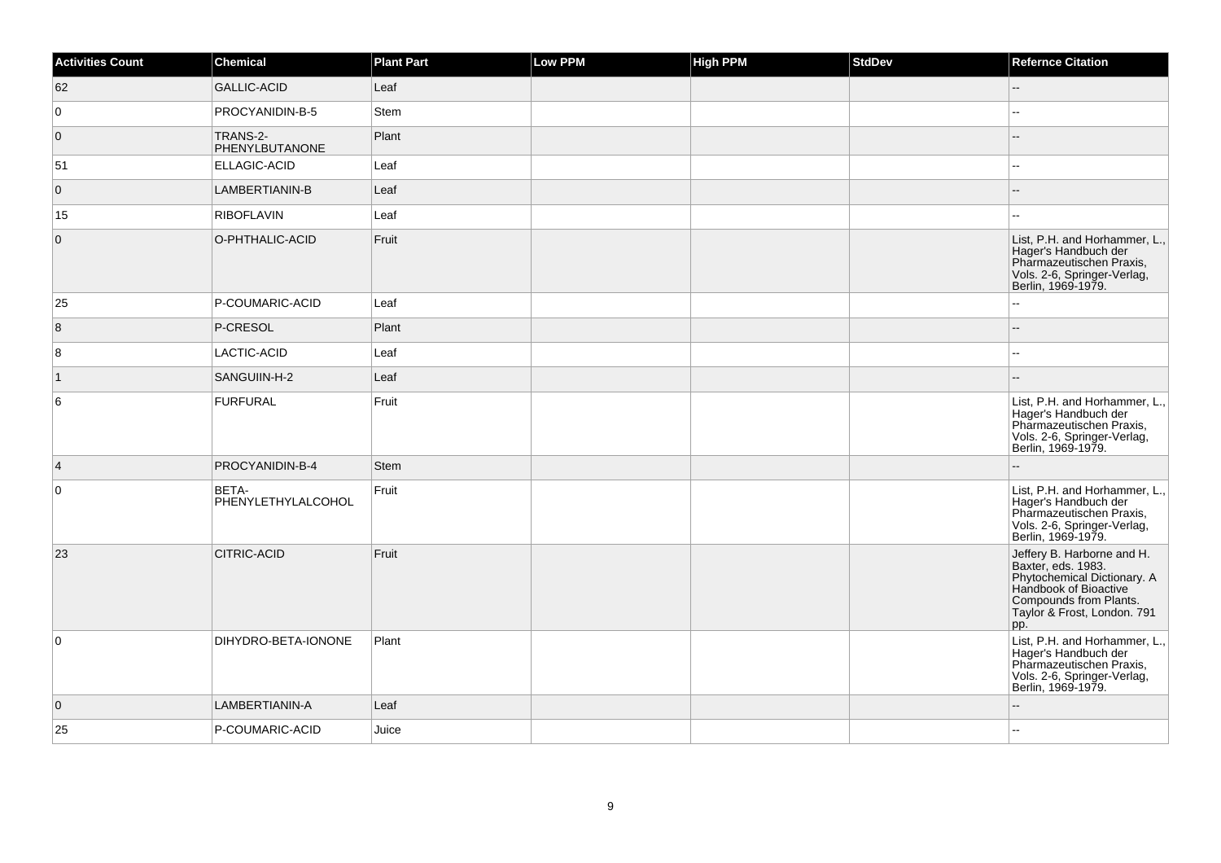| Activities Count | Chemical | Plant Part | Low PPM | High PPM | StdDev | Refernce Citation |
| --- | --- | --- | --- | --- | --- | --- |
| 62 | GALLIC-ACID | Leaf | | | | -- |
| 0 | PROCYANIDIN-B-5 | Stem | | | | -- |
| 0 | TRANS-2-PHENYLBUTANONE | Plant | | | | -- |
| 51 | ELLAGIC-ACID | Leaf | | | | -- |
| 0 | LAMBERTIANIN-B | Leaf | | | | -- |
| 15 | RIBOFLAVIN | Leaf | | | | -- |
| 0 | O-PHTHALIC-ACID | Fruit | | | | List, P.H. and Horhammer, L., Hager's Handbuch der Pharmazeutischen Praxis, Vols. 2-6, Springer-Verlag, Berlin, 1969-1979. |
| 25 | P-COUMARIC-ACID | Leaf | | | | -- |
| 8 | P-CRESOL | Plant | | | | -- |
| 8 | LACTIC-ACID | Leaf | | | | -- |
| 1 | SANGUIIN-H-2 | Leaf | | | | -- |
| 6 | FURFURAL | Fruit | | | | List, P.H. and Horhammer, L., Hager's Handbuch der Pharmazeutischen Praxis, Vols. 2-6, Springer-Verlag, Berlin, 1969-1979. |
| 4 | PROCYANIDIN-B-4 | Stem | | | | -- |
| 0 | BETA-PHENYLETHYLALCOHOL | Fruit | | | | List, P.H. and Horhammer, L., Hager's Handbuch der Pharmazeutischen Praxis, Vols. 2-6, Springer-Verlag, Berlin, 1969-1979. |
| 23 | CITRIC-ACID | Fruit | | | | Jeffery B. Harborne and H. Baxter, eds. 1983. Phytochemical Dictionary. A Handbook of Bioactive Compounds from Plants. Taylor & Frost, London. 791 pp. |
| 0 | DIHYDRO-BETA-IONONE | Plant | | | | List, P.H. and Horhammer, L., Hager's Handbuch der Pharmazeutischen Praxis, Vols. 2-6, Springer-Verlag, Berlin, 1969-1979. |
| 0 | LAMBERTIANIN-A | Leaf | | | | -- |
| 25 | P-COUMARIC-ACID | Juice | | | | -- |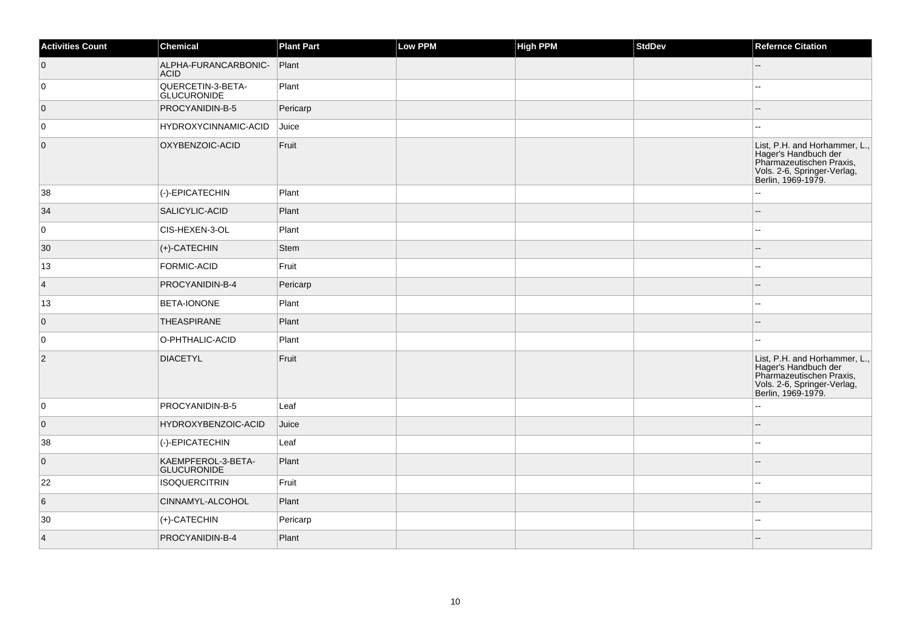| Activities Count | Chemical | Plant Part | Low PPM | High PPM | StdDev | Refernce Citation |
|---|---|---|---|---|---|---|
| 0 | ALPHA-FURANCARBONIC-ACID | Plant | | | | -- |
| 0 | QUERCETIN-3-BETA-GLUCURONIDE | Plant | | | | -- |
| 0 | PROCYANIDIN-B-5 | Pericarp | | | | -- |
| 0 | HYDROXYCINNAMIC-ACID | Juice | | | | -- |
| 0 | OXYBENZOIC-ACID | Fruit | | | | List, P.H. and Horhammer, L., Hager's Handbuch der Pharmazeutischen Praxis, Vols. 2-6, Springer-Verlag, Berlin, 1969-1979. |
| 38 | (-)-EPICATECHIN | Plant | | | | -- |
| 34 | SALICYLIC-ACID | Plant | | | | -- |
| 0 | CIS-HEXEN-3-OL | Plant | | | | -- |
| 30 | (+)-CATECHIN | Stem | | | | -- |
| 13 | FORMIC-ACID | Fruit | | | | -- |
| 4 | PROCYANIDIN-B-4 | Pericarp | | | | -- |
| 13 | BETA-IONONE | Plant | | | | -- |
| 0 | THEASPIRANE | Plant | | | | -- |
| 0 | O-PHTHALIC-ACID | Plant | | | | -- |
| 2 | DIACETYL | Fruit | | | | List, P.H. and Horhammer, L., Hager's Handbuch der Pharmazeutischen Praxis, Vols. 2-6, Springer-Verlag, Berlin, 1969-1979. |
| 0 | PROCYANIDIN-B-5 | Leaf | | | | -- |
| 0 | HYDROXYBENZOIC-ACID | Juice | | | | -- |
| 38 | (-)-EPICATECHIN | Leaf | | | | -- |
| 0 | KAEMPFEROL-3-BETA-GLUCURONIDE | Plant | | | | -- |
| 22 | ISOQUERCITRIN | Fruit | | | | -- |
| 6 | CINNAMYL-ALCOHOL | Plant | | | | -- |
| 30 | (+)-CATECHIN | Pericarp | | | | -- |
| 4 | PROCYANIDIN-B-4 | Plant | | | | -- |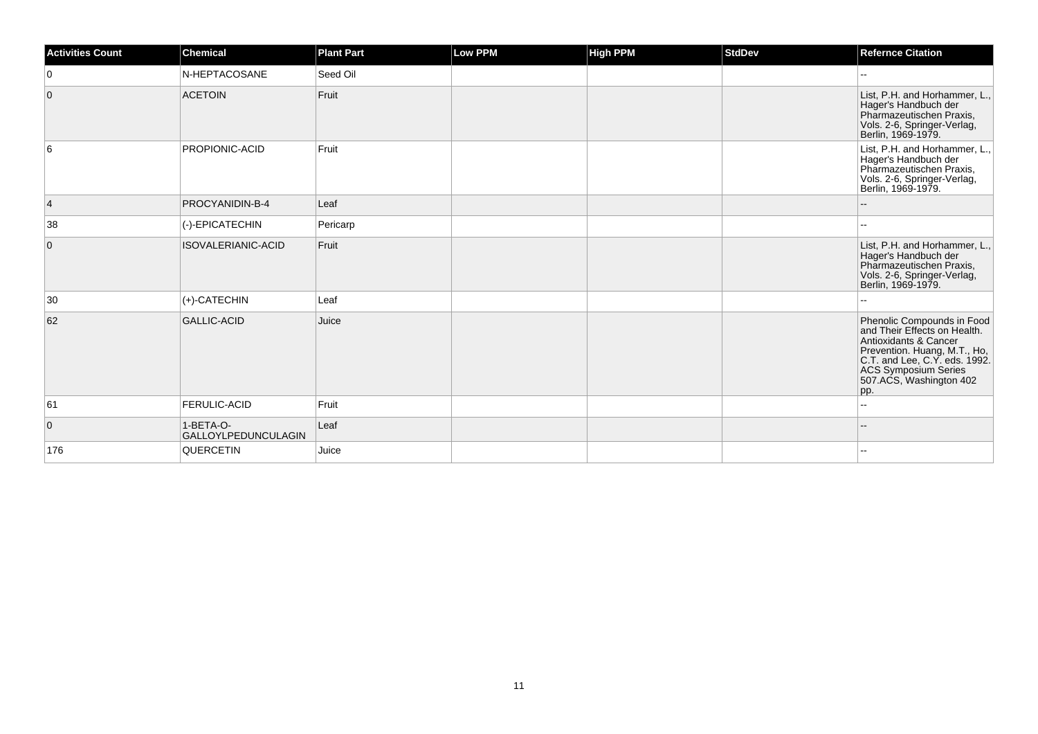| Activities Count | Chemical | Plant Part | Low PPM | High PPM | StdDev | Refernce Citation |
|---|---|---|---|---|---|---|
| 0 | N-HEPTACOSANE | Seed Oil | | | | -- |
| 0 | ACETOIN | Fruit | | | | List, P.H. and Horhammer, L., Hager's Handbuch der Pharmazeutischen Praxis, Vols. 2-6, Springer-Verlag, Berlin, 1969-1979. |
| 6 | PROPIONIC-ACID | Fruit | | | | List, P.H. and Horhammer, L., Hager's Handbuch der Pharmazeutischen Praxis, Vols. 2-6, Springer-Verlag, Berlin, 1969-1979. |
| 4 | PROCYANIDIN-B-4 | Leaf | | | | -- |
| 38 | (-)-EPICATECHIN | Pericarp | | | | -- |
| 0 | ISOVALERIANIC-ACID | Fruit | | | | List, P.H. and Horhammer, L., Hager's Handbuch der Pharmazeutischen Praxis, Vols. 2-6, Springer-Verlag, Berlin, 1969-1979. |
| 30 | (+)-CATECHIN | Leaf | | | | -- |
| 62 | GALLIC-ACID | Juice | | | | Phenolic Compounds in Food and Their Effects on Health. Antioxidants & Cancer Prevention. Huang, M.T., Ho, C.T. and Lee, C.Y. eds. 1992. ACS Symposium Series 507.ACS, Washington 402 pp. |
| 61 | FERULIC-ACID | Fruit | | | | -- |
| 0 | 1-BETA-O-GALLOYLPEDUNCULAGIN | Leaf | | | | -- |
| 176 | QUERCETIN | Juice | | | | -- |